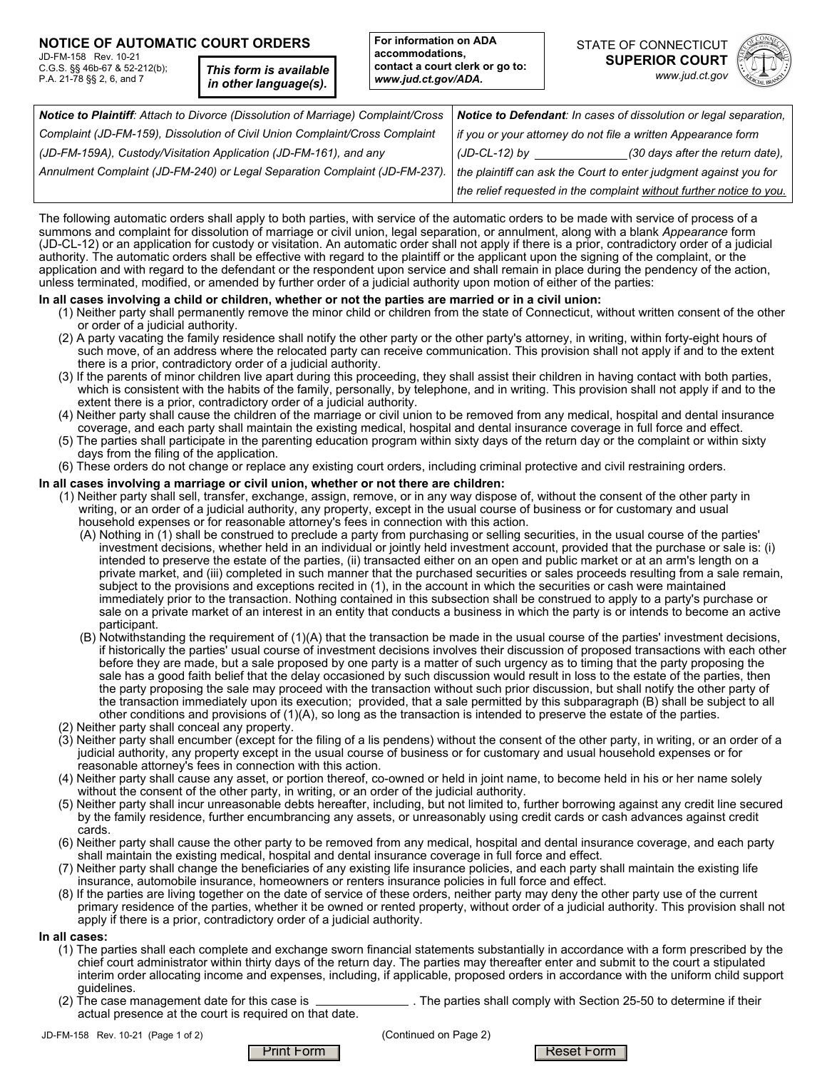# NOTICE OF AUTOMATIC COURT ORDERS

JD-FM-158 Rev. 10-21
C.G.S. §§ 46b-67 & 52-212(b);
P.A. 21-78 §§ 2, 6, and 7

**This form is available in other language(s).**

**For information on ADA accommodations, contact a court clerk or go to: www.jud.ct.gov/ADA.**

STATE OF CONNECTICUT
**SUPERIOR COURT**
*www.jud.ct.gov*

| ***Notice to Plaintiff**: Attach to Divorce (Dissolution of Marriage) Complaint/Cross Complaint (JD-FM-159), Dissolution of Civil Union Complaint/Cross Complaint (JD-FM-159A), Custody/Visitation Application (JD-FM-161), and any Annulment Complaint (JD-FM-240) or Legal Separation Complaint (JD-FM-237).* | ***Notice to Defendant**: In cases of dissolution or legal separation, if you or your attorney do not file a written Appearance form (JD-CL-12) by \_\_\_\_\_\_\_\_\_\_\_\_\_\_(30 days after the return date), the plaintiff can ask the Court to enter judgment against you for the relief requested in the complaint without further notice to you.* |
|---|---|

The following automatic orders shall apply to both parties, with service of the automatic orders to be made with service of process of a summons and complaint for dissolution of marriage or civil union, legal separation, or annulment, along with a blank *Appearance* form (JD-CL-12) or an application for custody or visitation. An automatic order shall not apply if there is a prior, contradictory order of a judicial authority. The automatic orders shall be effective with regard to the plaintiff or the applicant upon the signing of the complaint, or the application and with regard to the defendant or the respondent upon service and shall remain in place during the pendency of the action, unless terminated, modified, or amended by further order of a judicial authority upon motion of either of the parties:

**In all cases involving a child or children, whether or not the parties are married or in a civil union:**

(1) Neither party shall permanently remove the minor child or children from the state of Connecticut, without written consent of the other or order of a judicial authority.

(2) A party vacating the family residence shall notify the other party or the other party's attorney, in writing, within forty-eight hours of such move, of an address where the relocated party can receive communication. This provision shall not apply if and to the extent there is a prior, contradictory order of a judicial authority.

(3) If the parents of minor children live apart during this proceeding, they shall assist their children in having contact with both parties, which is consistent with the habits of the family, personally, by telephone, and in writing. This provision shall not apply if and to the extent there is a prior, contradictory order of a judicial authority.

(4) Neither party shall cause the children of the marriage or civil union to be removed from any medical, hospital and dental insurance coverage, and each party shall maintain the existing medical, hospital and dental insurance coverage in full force and effect.

(5) The parties shall participate in the parenting education program within sixty days of the return day or the complaint or within sixty days from the filing of the application.

(6) These orders do not change or replace any existing court orders, including criminal protective and civil restraining orders.

**In all cases involving a marriage or civil union, whether or not there are children:**

(1) Neither party shall sell, transfer, exchange, assign, remove, or in any way dispose of, without the consent of the other party in writing, or an order of a judicial authority, any property, except in the usual course of business or for customary and usual household expenses or for reasonable attorney's fees in connection with this action.

 (A) Nothing in (1) shall be construed to preclude a party from purchasing or selling securities, in the usual course of the parties' investment decisions, whether held in an individual or jointly held investment account, provided that the purchase or sale is: (i) intended to preserve the estate of the parties, (ii) transacted either on an open and public market or at an arm's length on a private market, and (iii) completed in such manner that the purchased securities or sales proceeds resulting from a sale remain, subject to the provisions and exceptions recited in (1), in the account in which the securities or cash were maintained immediately prior to the transaction. Nothing contained in this subsection shall be construed to apply to a party's purchase or sale on a private market of an interest in an entity that conducts a business in which the party is or intends to become an active participant.

 (B) Notwithstanding the requirement of (1)(A) that the transaction be made in the usual course of the parties' investment decisions, if historically the parties' usual course of investment decisions involves their discussion of proposed transactions with each other before they are made, but a sale proposed by one party is a matter of such urgency as to timing that the party proposing the sale has a good faith belief that the delay occasioned by such discussion would result in loss to the estate of the parties, then the party proposing the sale may proceed with the transaction without such prior discussion, but shall notify the other party of the transaction immediately upon its execution; provided, that a sale permitted by this subparagraph (B) shall be subject to all other conditions and provisions of (1)(A), so long as the transaction is intended to preserve the estate of the parties.

(2) Neither party shall conceal any property.

(3) Neither party shall encumber (except for the filing of a lis pendens) without the consent of the other party, in writing, or an order of a judicial authority, any property except in the usual course of business or for customary and usual household expenses or for reasonable attorney's fees in connection with this action.

(4) Neither party shall cause any asset, or portion thereof, co-owned or held in joint name, to become held in his or her name solely without the consent of the other party, in writing, or an order of the judicial authority.

(5) Neither party shall incur unreasonable debts hereafter, including, but not limited to, further borrowing against any credit line secured by the family residence, further encumbrancing any assets, or unreasonably using credit cards or cash advances against credit cards.

(6) Neither party shall cause the other party to be removed from any medical, hospital and dental insurance coverage, and each party shall maintain the existing medical, hospital and dental insurance coverage in full force and effect.

(7) Neither party shall change the beneficiaries of any existing life insurance policies, and each party shall maintain the existing life insurance, automobile insurance, homeowners or renters insurance policies in full force and effect.

(8) If the parties are living together on the date of service of these orders, neither party may deny the other party use of the current primary residence of the parties, whether it be owned or rented property, without order of a judicial authority. This provision shall not apply if there is a prior, contradictory order of a judicial authority.

**In all cases:**

(1) The parties shall each complete and exchange sworn financial statements substantially in accordance with a form prescribed by the chief court administrator within thirty days of the return day. The parties may thereafter enter and submit to the court a stipulated interim order allocating income and expenses, including, if applicable, proposed orders in accordance with the uniform child support guidelines.

(2) The case management date for this case is \_\_\_\_\_\_\_\_\_\_\_\_\_\_ . The parties shall comply with Section 25-50 to determine if their actual presence at the court is required on that date.

(Continued on Page 2)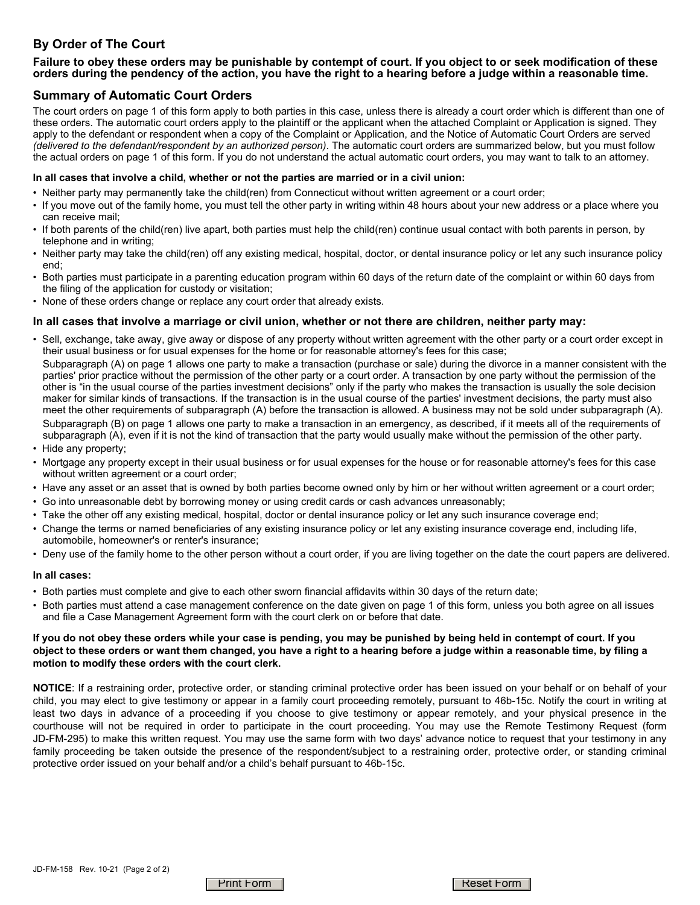## By Order of The Court

**Failure to obey these orders may be punishable by contempt of court. If you object to or seek modification of these orders during the pendency of the action, you have the right to a hearing before a judge within a reasonable time.**

## Summary of Automatic Court Orders

The court orders on page 1 of this form apply to both parties in this case, unless there is already a court order which is different than one of these orders. The automatic court orders apply to the plaintiff or the applicant when the attached Complaint or Application is signed. They apply to the defendant or respondent when a copy of the Complaint or Application, and the Notice of Automatic Court Orders are served *(delivered to the defendant/respondent by an authorized person)*. The automatic court orders are summarized below, but you must follow the actual orders on page 1 of this form. If you do not understand the actual automatic court orders, you may want to talk to an attorney.

**In all cases that involve a child, whether or not the parties are married or in a civil union:**

- Neither party may permanently take the child(ren) from Connecticut without written agreement or a court order;
- If you move out of the family home, you must tell the other party in writing within 48 hours about your new address or a place where you can receive mail;
- If both parents of the child(ren) live apart, both parties must help the child(ren) continue usual contact with both parents in person, by telephone and in writing;
- Neither party may take the child(ren) off any existing medical, hospital, doctor, or dental insurance policy or let any such insurance policy end;
- Both parties must participate in a parenting education program within 60 days of the return date of the complaint or within 60 days from the filing of the application for custody or visitation;
- None of these orders change or replace any court order that already exists.

### In all cases that involve a marriage or civil union, whether or not there are children, neither party may:

- Sell, exchange, take away, give away or dispose of any property without written agreement with the other party or a court order except in their usual business or for usual expenses for the home or for reasonable attorney's fees for this case;

  Subparagraph (A) on page 1 allows one party to make a transaction (purchase or sale) during the divorce in a manner consistent with the parties' prior practice without the permission of the other party or a court order. A transaction by one party without the permission of the other is "in the usual course of the parties investment decisions" only if the party who makes the transaction is usually the sole decision maker for similar kinds of transactions. If the transaction is in the usual course of the parties' investment decisions, the party must also meet the other requirements of subparagraph (A) before the transaction is allowed. A business may not be sold under subparagraph (A).

  Subparagraph (B) on page 1 allows one party to make a transaction in an emergency, as described, if it meets all of the requirements of subparagraph (A), even if it is not the kind of transaction that the party would usually make without the permission of the other party.
- Hide any property;
- Mortgage any property except in their usual business or for usual expenses for the house or for reasonable attorney's fees for this case without written agreement or a court order;
- Have any asset or an asset that is owned by both parties become owned only by him or her without written agreement or a court order;
- Go into unreasonable debt by borrowing money or using credit cards or cash advances unreasonably;
- Take the other off any existing medical, hospital, doctor or dental insurance policy or let any such insurance coverage end;
- Change the terms or named beneficiaries of any existing insurance policy or let any existing insurance coverage end, including life, automobile, homeowner's or renter's insurance;
- Deny use of the family home to the other person without a court order, if you are living together on the date the court papers are delivered.

**In all cases:**

- Both parties must complete and give to each other sworn financial affidavits within 30 days of the return date;
- Both parties must attend a case management conference on the date given on page 1 of this form, unless you both agree on all issues and file a Case Management Agreement form with the court clerk on or before that date.

**If you do not obey these orders while your case is pending, you may be punished by being held in contempt of court. If you object to these orders or want them changed, you have a right to a hearing before a judge within a reasonable time, by filing a motion to modify these orders with the court clerk.**

**NOTICE**: If a restraining order, protective order, or standing criminal protective order has been issued on your behalf or on behalf of your child, you may elect to give testimony or appear in a family court proceeding remotely, pursuant to 46b-15c. Notify the court in writing at least two days in advance of a proceeding if you choose to give testimony or appear remotely, and your physical presence in the courthouse will not be required in order to participate in the court proceeding. You may use the Remote Testimony Request (form JD-FM-295) to make this written request. You may use the same form with two days' advance notice to request that your testimony in any family proceeding be taken outside the presence of the respondent/subject to a restraining order, protective order, or standing criminal protective order issued on your behalf and/or a child's behalf pursuant to 46b-15c.

JD-FM-158 Rev. 10-21